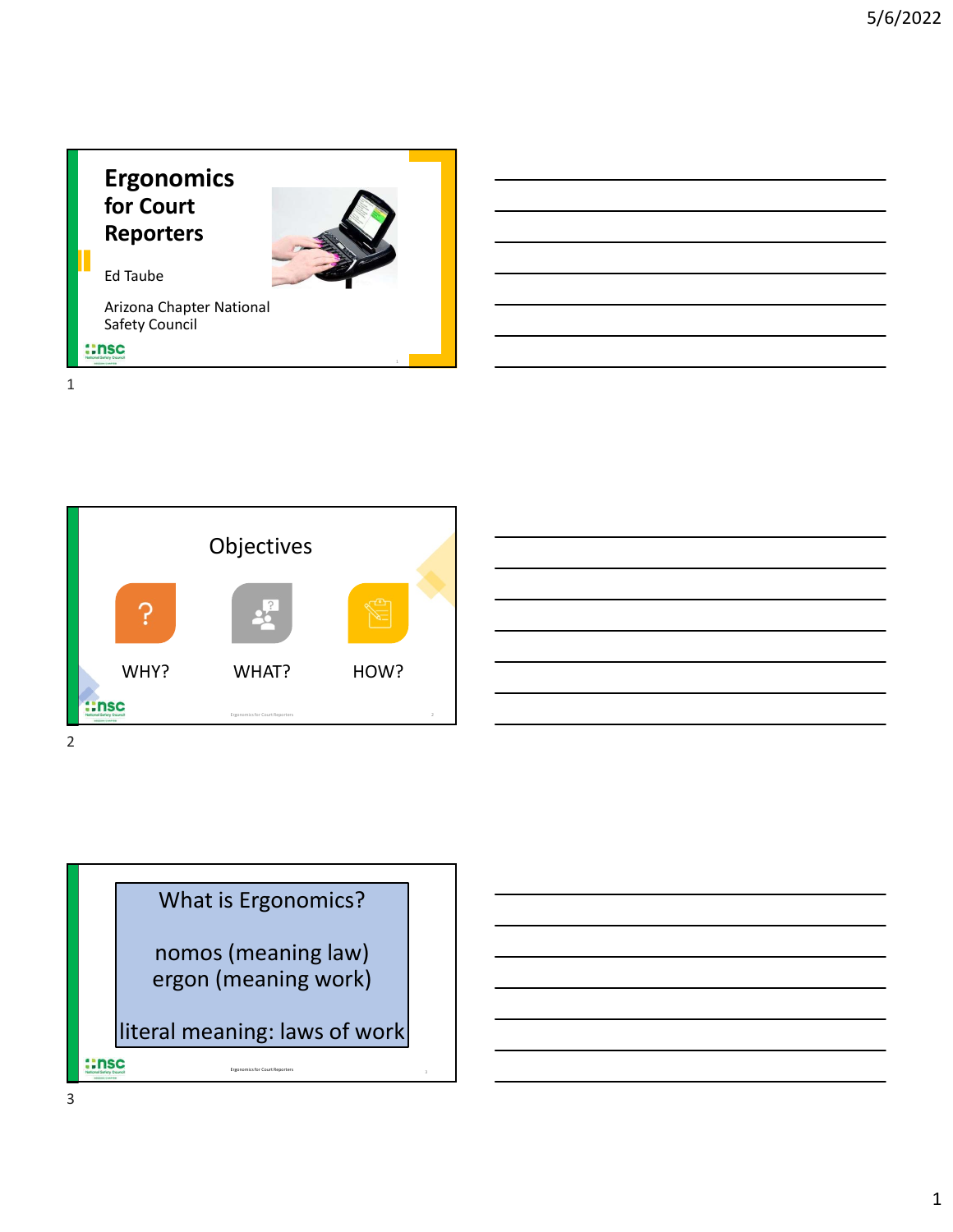# Ergonomics for Court Reporters

Ed Taube

Arizona Chapter National Safety Council

---

## Objectives

WHY?

WHAT?

HOW?

---

## What is Ergonomics?

nomos (meaning law)
ergon (meaning work)

literal meaning: laws of work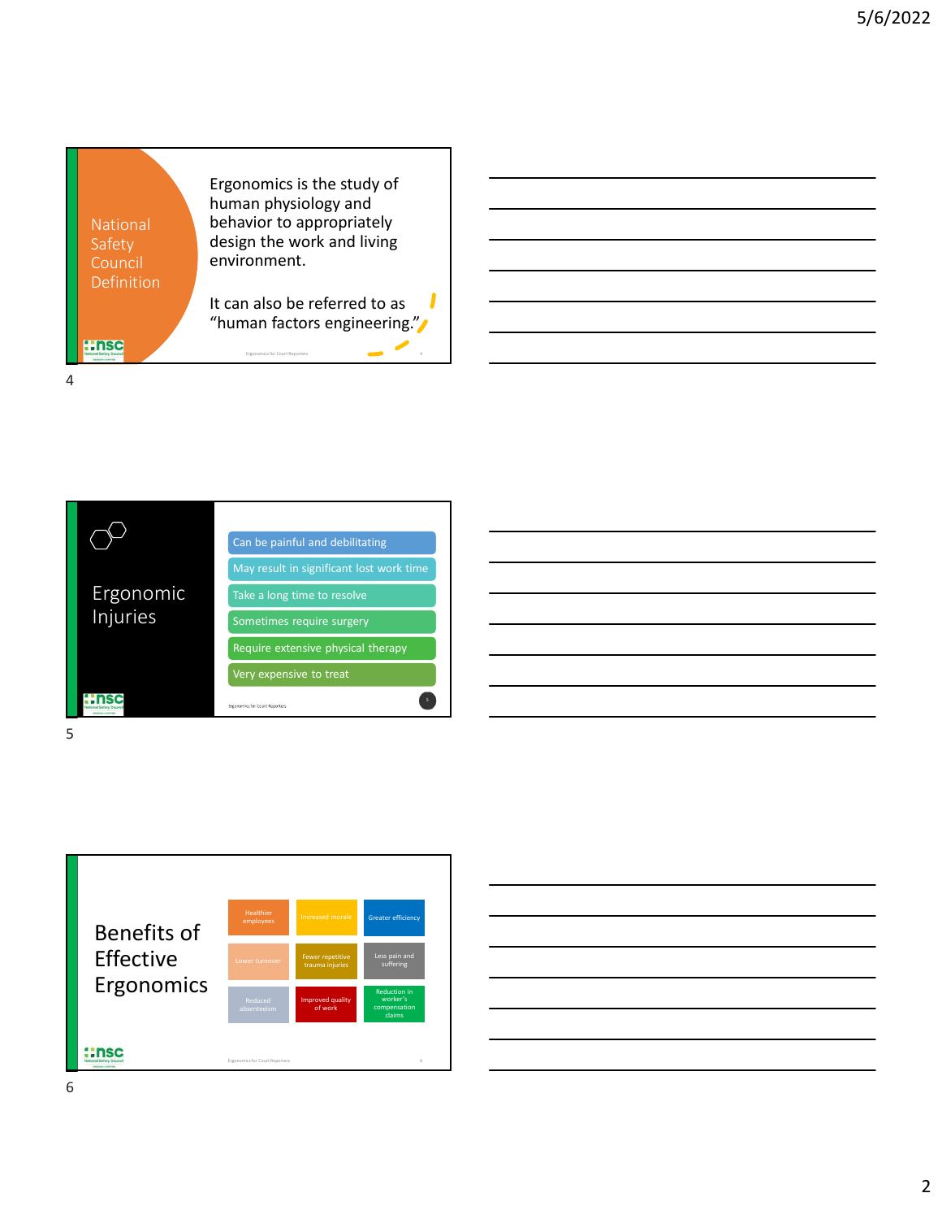## National Safety Council Definition

Ergonomics is the study of human physiology and behavior to appropriately design the work and living environment.

It can also be referred to as "human factors engineering."

## Ergonomic Injuries

- Can be painful and debilitating
- May result in significant lost work time
- Take a long time to resolve
- Sometimes require surgery
- Require extensive physical therapy
- Very expensive to treat

## Benefits of Effective Ergonomics

| | | |
|---|---|---|
| Healthier employees | Increased morale | Greater efficiency |
| Lower turnover | Fewer repetitive trauma injuries | Less pain and suffering |
| Reduced absenteeism | Improved quality of work | Reduction in worker's compensation claims |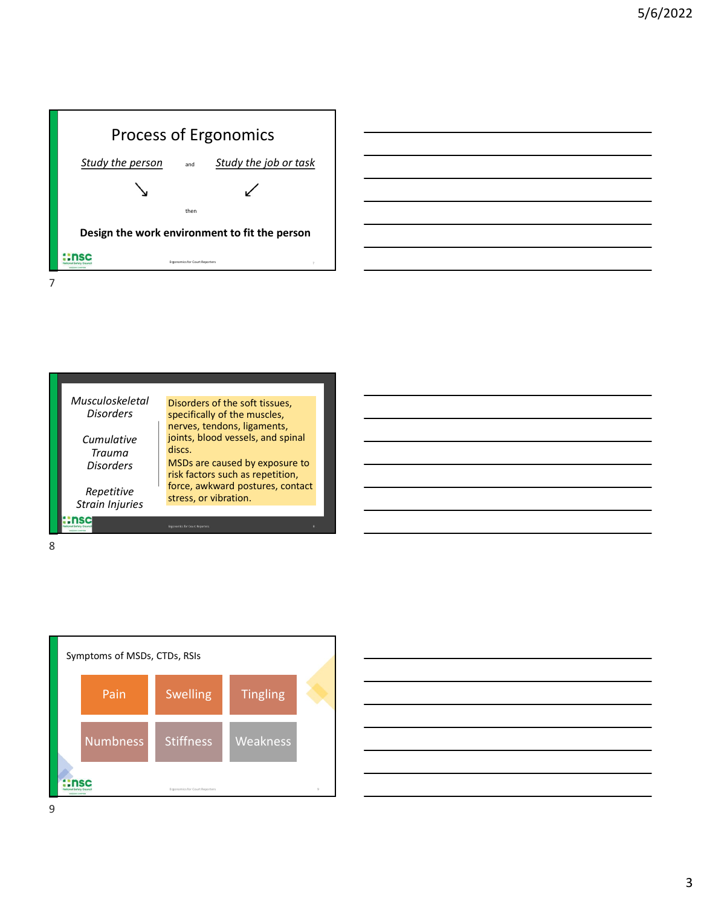## Process of Ergonomics

*Study the person* and *Study the job or task*

↘ ↙

then

**Design the work environment to fit the person**

---

*Musculoskeletal Disorders*

*Cumulative Trauma Disorders*

*Repetitive Strain Injuries*

Disorders of the soft tissues, specifically of the muscles, nerves, tendons, ligaments, joints, blood vessels, and spinal discs.

MSDs are caused by exposure to risk factors such as repetition, force, awkward postures, contact stress, or vibration.

---

Symptoms of MSDs, CTDs, RSIs

- Pain
- Swelling
- Tingling
- Numbness
- Stiffness
- Weakness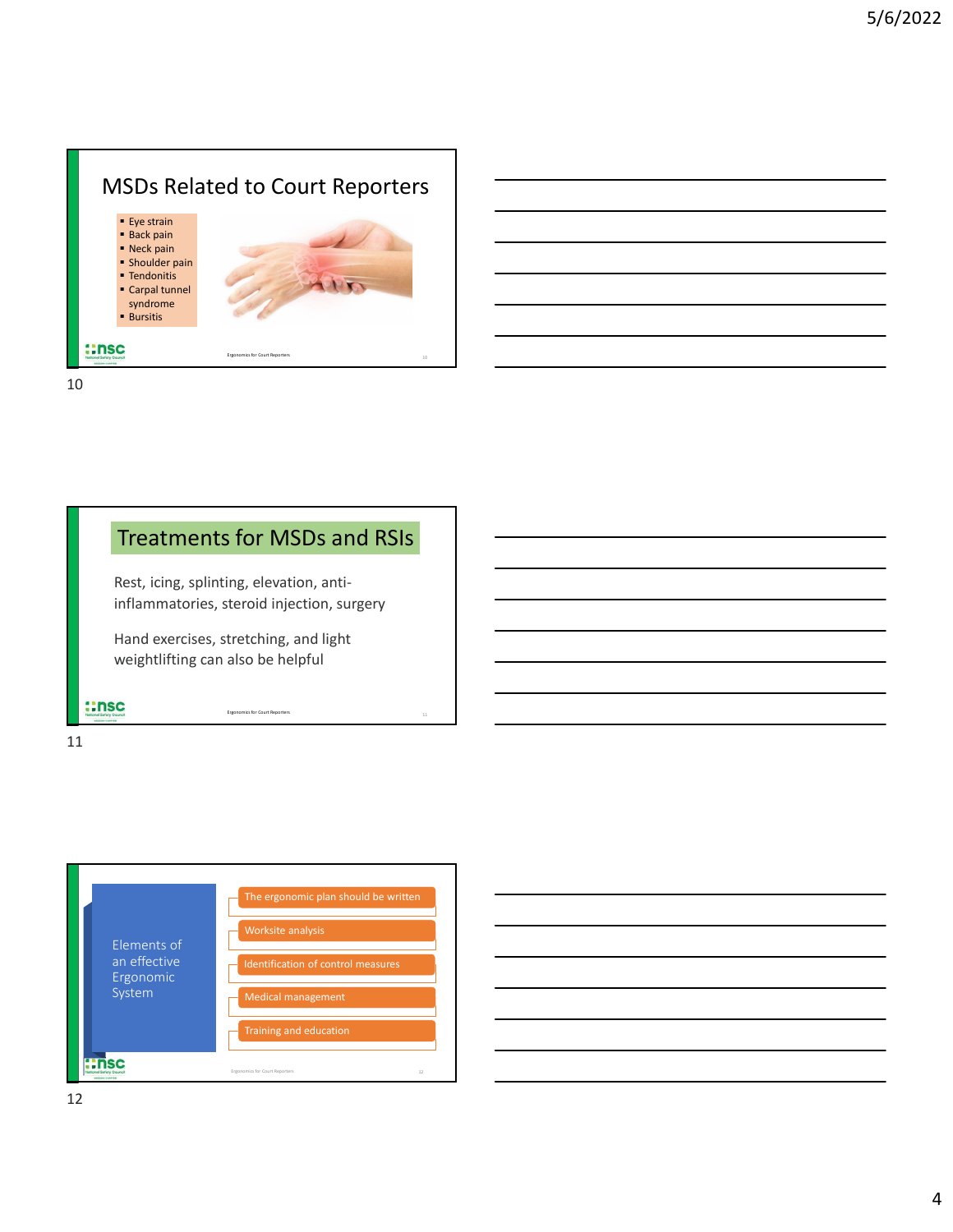## MSDs Related to Court Reporters

- Eye strain
- Back pain
- Neck pain
- Shoulder pain
- Tendonitis
- Carpal tunnel syndrome
- Bursitis

## Treatments for MSDs and RSIs

Rest, icing, splinting, elevation, anti-inflammatories, steroid injection, surgery

Hand exercises, stretching, and light weightlifting can also be helpful

## Elements of an effective Ergonomic System

- The ergonomic plan should be written
- Worksite analysis
- Identification of control measures
- Medical management
- Training and education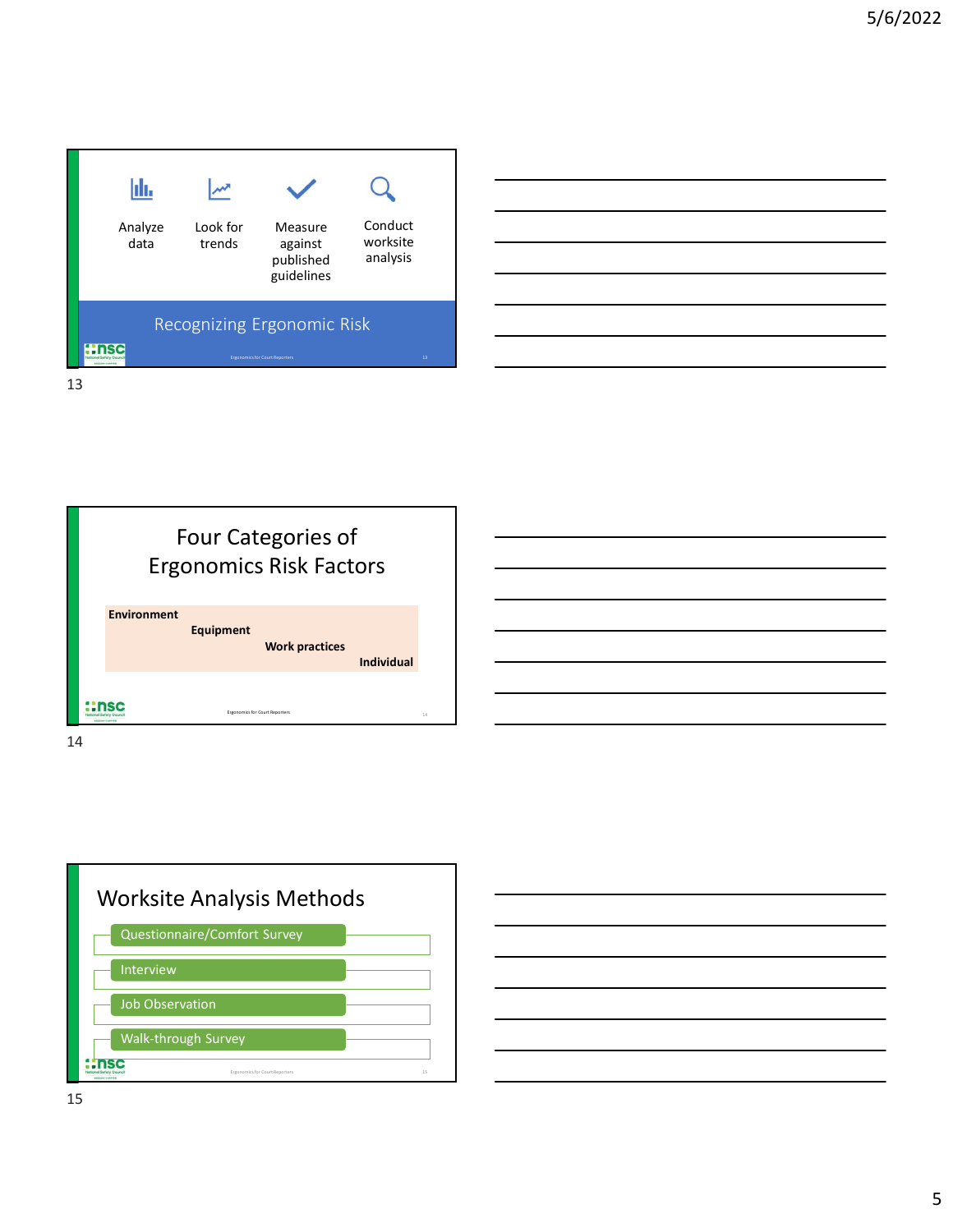Analyze data

Look for trends

Measure against published guidelines

Conduct worksite analysis

## Recognizing Ergonomic Risk

## Four Categories of Ergonomics Risk Factors

**Environment**

**Equipment**

**Work practices**

**Individual**

## Worksite Analysis Methods

- Questionnaire/Comfort Survey
- Interview
- Job Observation
- Walk-through Survey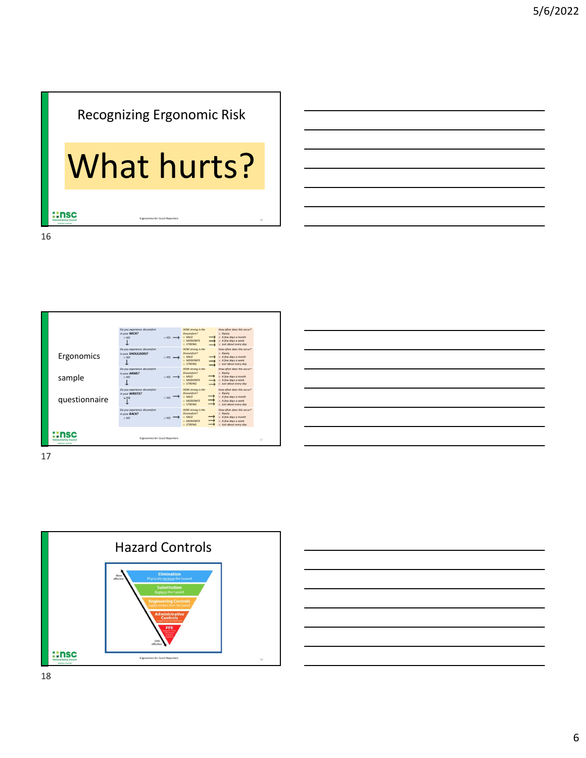## Recognizing Ergonomic Risk

# What hurts?

Ergonomics for Court Reporters

---

Ergonomics sample questionnaire

| Do you experience discomfort in your NECK? ☐ NO ☐ YES | HOW strong is the Discomfort? ☐ MILD ☐ MODERATE ☐ STRONG | How often does this occur? ☐ Rarely ☐ A few days a month ☐ A few days a week ☐ Just about every day |
|---|---|---|
| Do you experience discomfort in your SHOULDERS? ☐ NO ☐ YES | HOW strong is the Discomfort? ☐ MILD ☐ MODERATE ☐ STRONG | How often does this occur? ☐ Rarely ☐ A few days a month ☐ A few days a week ☐ Just about every day |
| Do you experience discomfort in your ARMS? ☐ NO ☐ YES | HOW strong is the Discomfort? ☐ MILD ☐ MODERATE ☐ STRONG | How often does this occur? ☐ Rarely ☐ A few days a month ☐ A few days a week ☐ Just about every day |
| Do you experience discomfort in your WRISTS? ☐ NO ☐ YES | HOW strong is the Discomfort? ☐ MILD ☐ MODERATE ☐ STRONG | How often does this occur? ☐ Rarely ☐ A few days a month ☐ A few days a week ☐ Just about every day |
| Do you experience discomfort in your BACK? ☐ NO ☐ YES | HOW strong is the Discomfort? ☐ MILD ☐ MODERATE ☐ STRONG | How often does this occur? ☐ Rarely ☐ A few days a month ☐ A few days a week ☐ Just about every day |

Ergonomics for Court Reporters

---

## Hazard Controls

More effective

- Elimination – Physically remove the hazard
- Substitution – Replace the hazard
- Engineering Controls – Isolate workers from the hazard
- Administrative Controls
- PPE

Less effective

Ergonomics for Court Reporters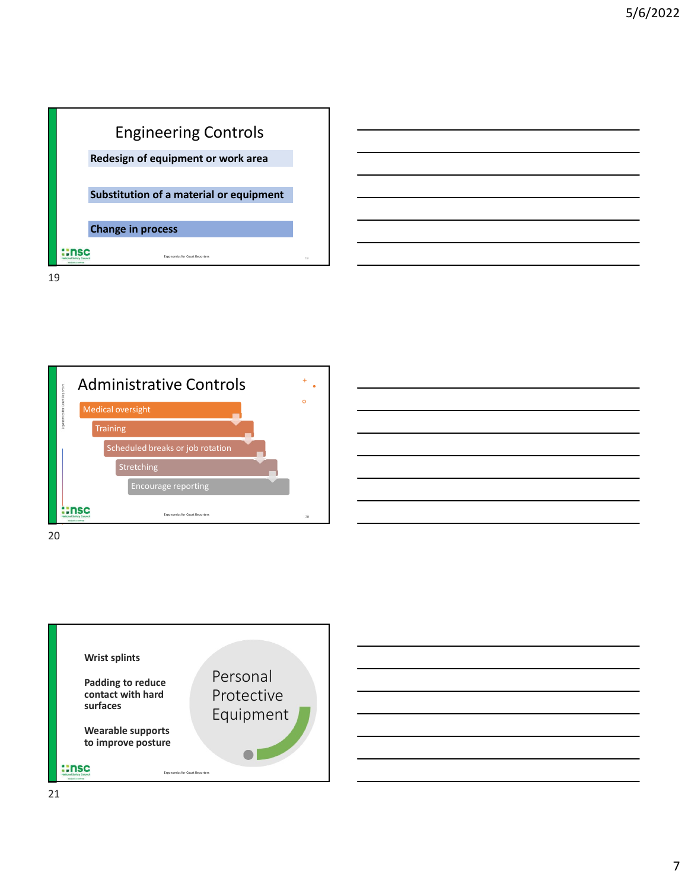## Engineering Controls

Redesign of equipment or work area

Substitution of a material or equipment

Change in process

## Administrative Controls

- Medical oversight
- Training
- Scheduled breaks or job rotation
- Stretching
- Encourage reporting

## Personal Protective Equipment

Wrist splints

Padding to reduce contact with hard surfaces

Wearable supports to improve posture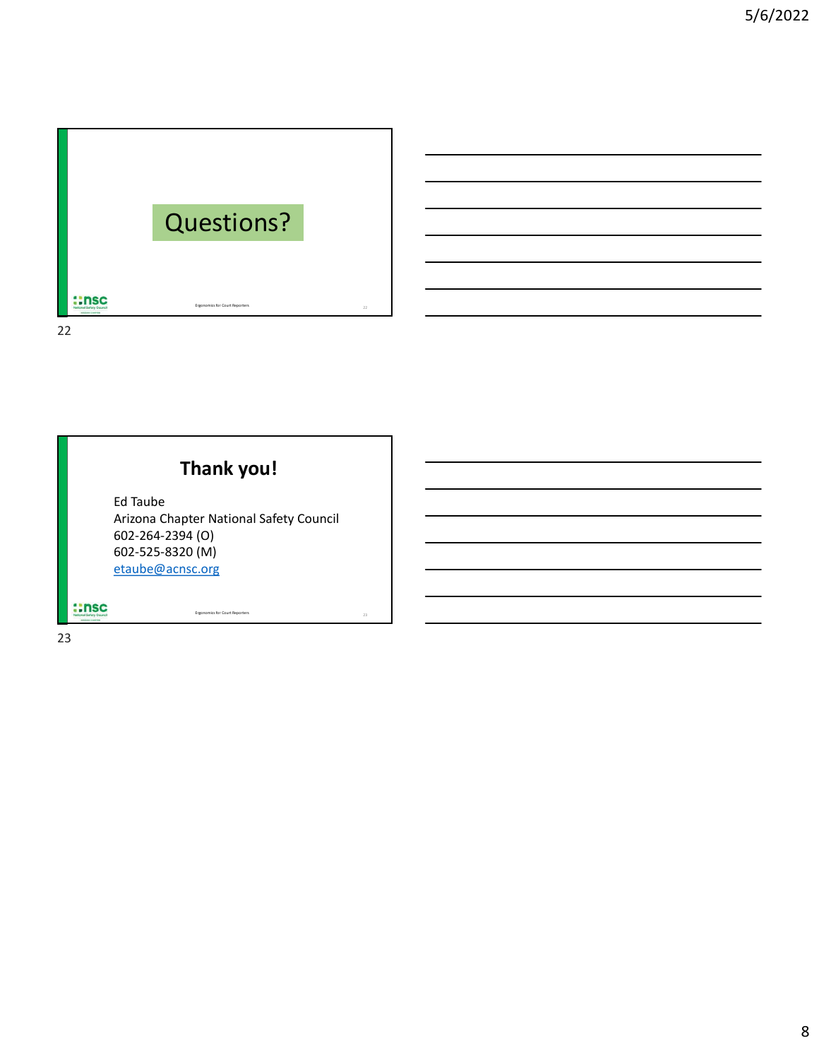# Questions?

nsc National Safety Council

Ergonomics for Court Reporters

22

## Thank you!

Ed Taube
Arizona Chapter National Safety Council
602-264-2394 (O)
602-525-8320 (M)
etaube@acnsc.org

nsc National Safety Council

Ergonomics for Court Reporters

23